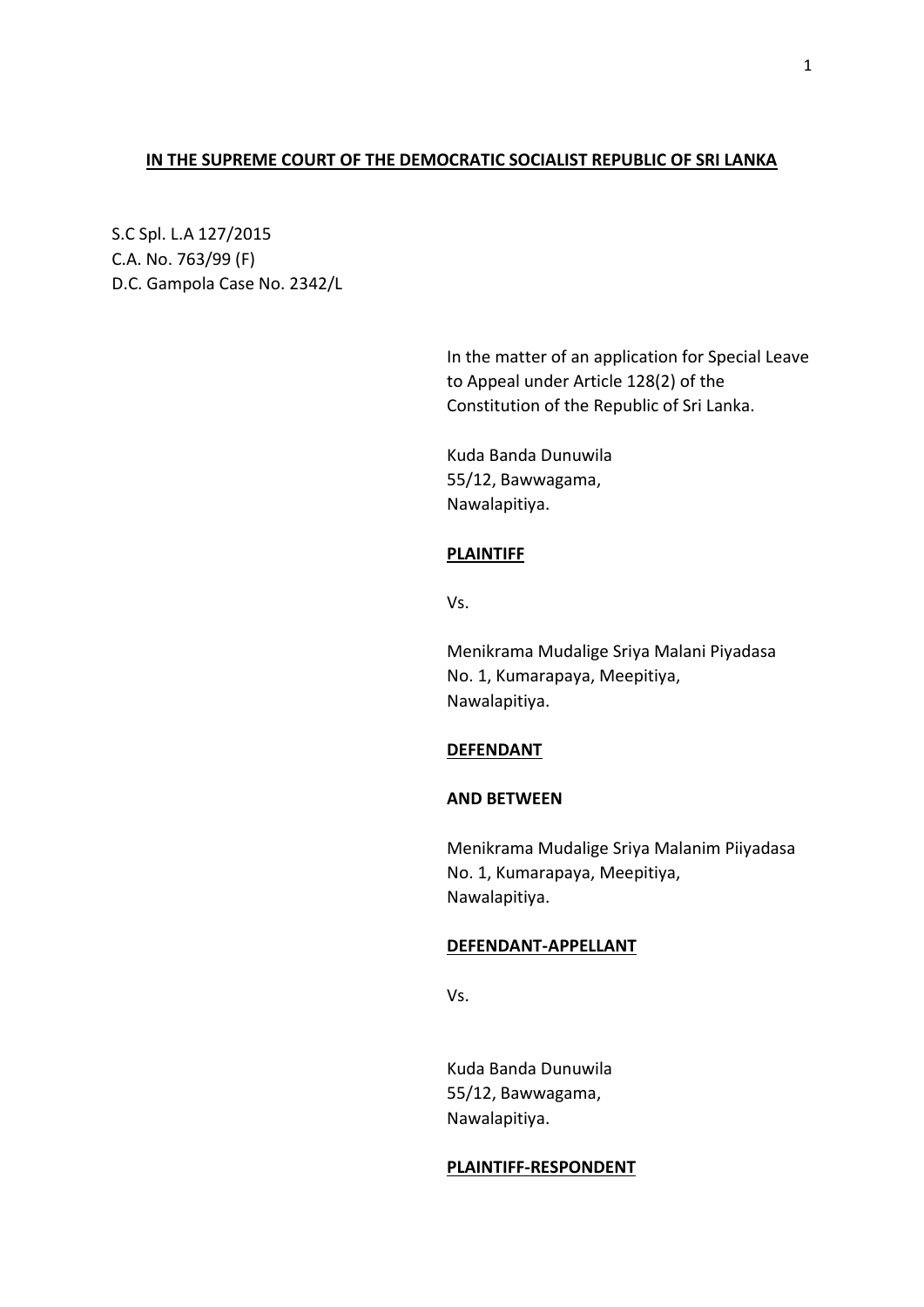**IN THE SUPREME COURT OF THE DEMOCRATIC SOCIALIST REPUBLIC OF SRI LANKA**

S.C Spl. L.A 127/2015
C.A. No. 763/99 (F)
D.C. Gampola Case No. 2342/L

In the matter of an application for Special Leave to Appeal under Article 128(2) of the Constitution of the Republic of Sri Lanka.

Kuda Banda Dunuwila
55/12, Bawwagama,
Nawalapitiya.

**PLAINTIFF**

Vs.

Menikrama Mudalige Sriya Malani Piyadasa
No. 1, Kumarapaya, Meepitiya,
Nawalapitiya.

**DEFENDANT**

**AND BETWEEN**

Menikrama Mudalige Sriya Malanim Piiyadasa
No. 1, Kumarapaya, Meepitiya,
Nawalapitiya.

**DEFENDANT-APPELLANT**

Vs.

Kuda Banda Dunuwila
55/12, Bawwagama,
Nawalapitiya.

**PLAINTIFF-RESPONDENT**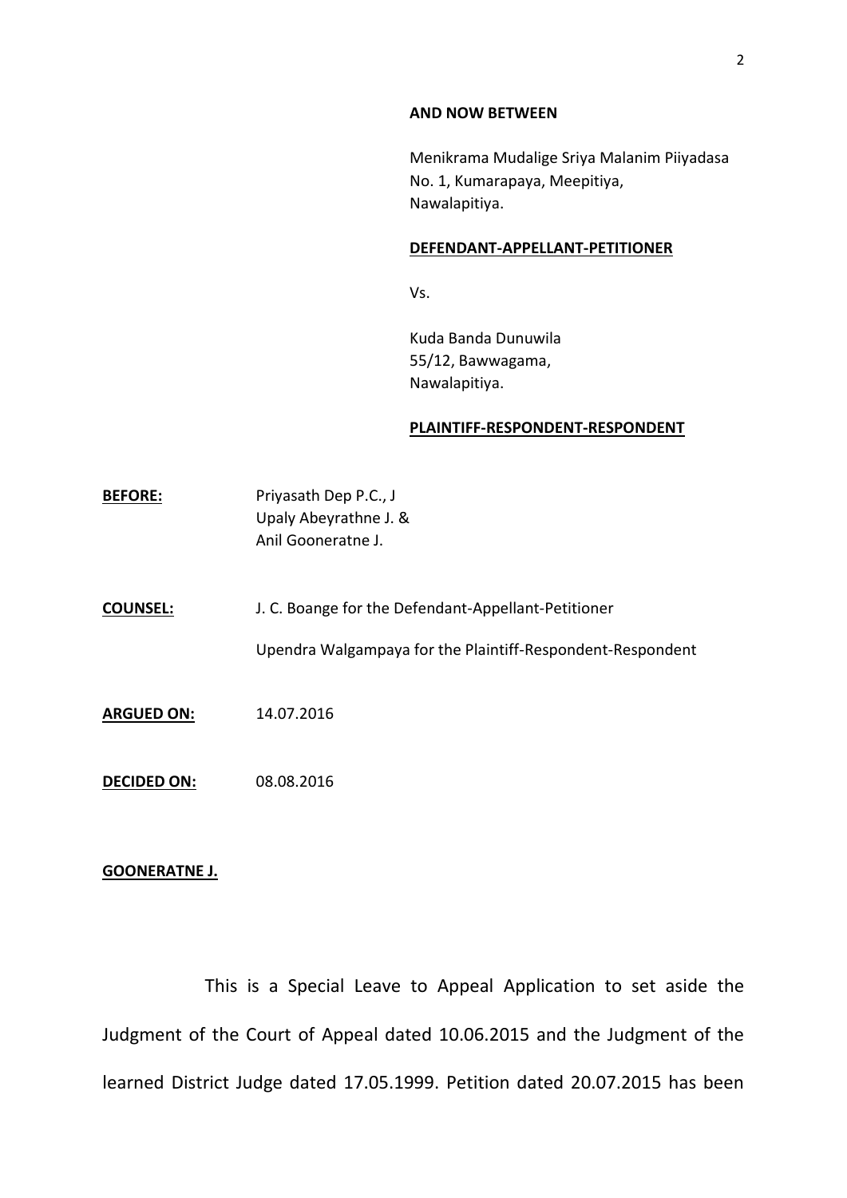**AND NOW BETWEEN**

Menikrama Mudalige Sriya Malanim Piiyadasa
No. 1, Kumarapaya, Meepitiya,
Nawalapitiya.

**DEFENDANT-APPELLANT-PETITIONER**

Vs.

Kuda Banda Dunuwila
55/12, Bawwagama,
Nawalapitiya.

**PLAINTIFF-RESPONDENT-RESPONDENT**

**BEFORE:** Priyasath Dep P.C., J
Upaly Abeyrathne J. &
Anil Gooneratne J.

**COUNSEL:** J. C. Boange for the Defendant-Appellant-Petitioner

Upendra Walgampaya for the Plaintiff-Respondent-Respondent

**ARGUED ON:** 14.07.2016

**DECIDED ON:** 08.08.2016

**GOONERATNE J.**

This is a Special Leave to Appeal Application to set aside the Judgment of the Court of Appeal dated 10.06.2015 and the Judgment of the learned District Judge dated 17.05.1999. Petition dated 20.07.2015 has been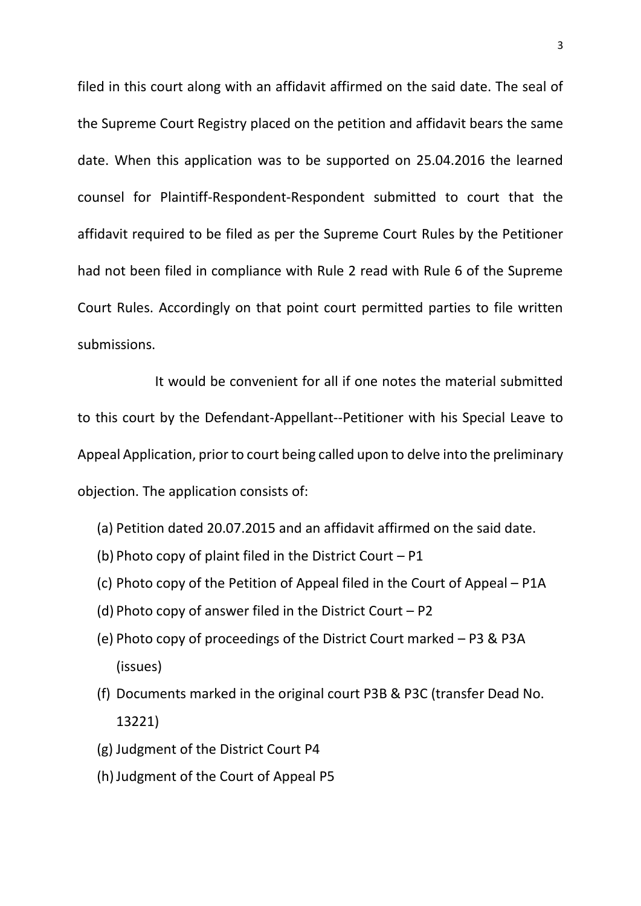filed in this court along with an affidavit affirmed on the said date. The seal of the Supreme Court Registry placed on the petition and affidavit bears the same date. When this application was to be supported on 25.04.2016 the learned counsel for Plaintiff-Respondent-Respondent submitted to court that the affidavit required to be filed as per the Supreme Court Rules by the Petitioner had not been filed in compliance with Rule 2 read with Rule 6 of the Supreme Court Rules. Accordingly on that point court permitted parties to file written submissions.

It would be convenient for all if one notes the material submitted to this court by the Defendant-Appellant--Petitioner with his Special Leave to Appeal Application, prior to court being called upon to delve into the preliminary objection. The application consists of:

(a) Petition dated 20.07.2015 and an affidavit affirmed on the said date.
(b) Photo copy of plaint filed in the District Court – P1
(c) Photo copy of the Petition of Appeal filed in the Court of Appeal – P1A
(d) Photo copy of answer filed in the District Court – P2
(e) Photo copy of proceedings of the District Court marked – P3 & P3A (issues)
(f) Documents marked in the original court P3B & P3C (transfer Dead No. 13221)
(g) Judgment of the District Court P4
(h) Judgment of the Court of Appeal P5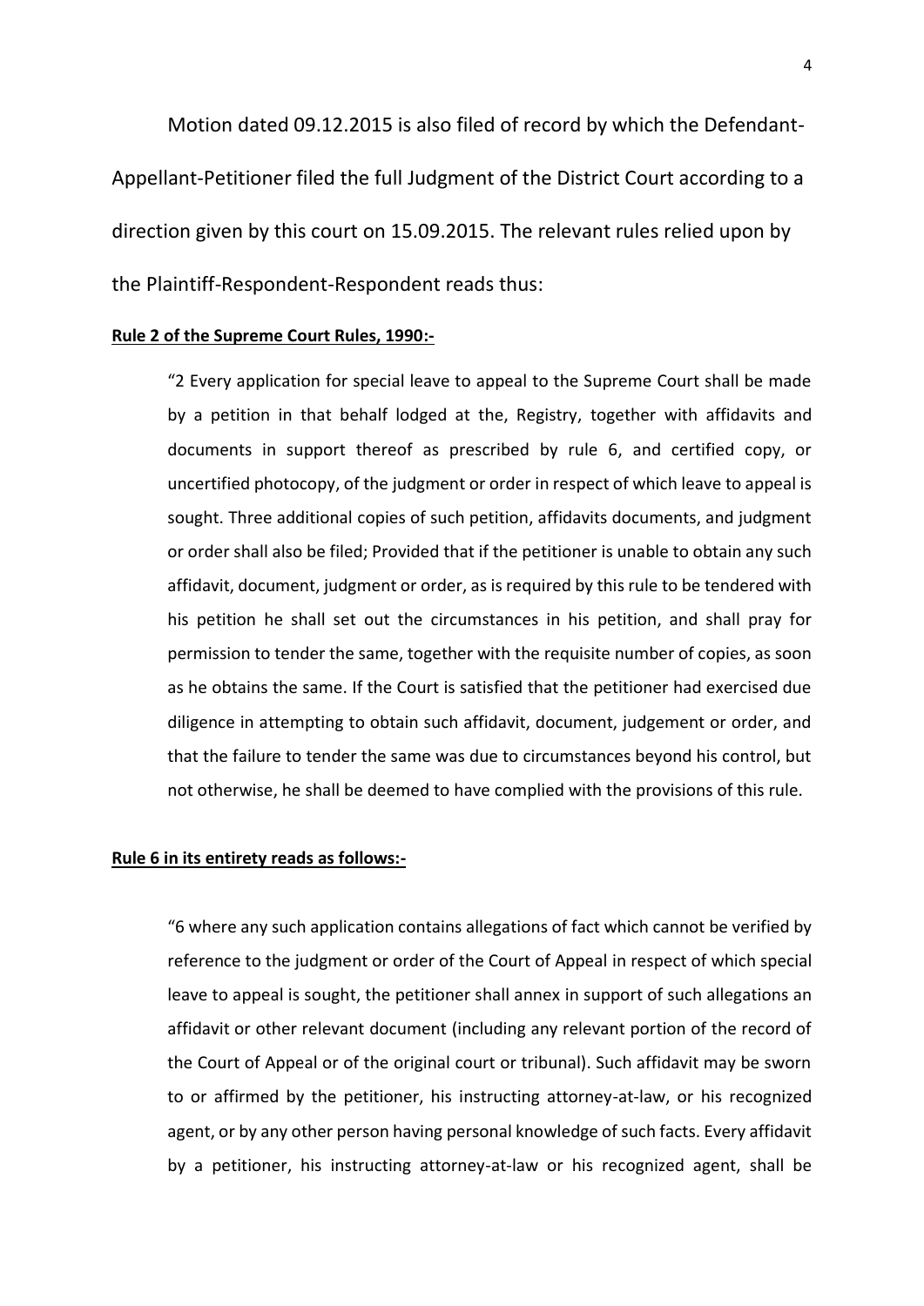Motion dated 09.12.2015 is also filed of record by which the Defendant-Appellant-Petitioner filed the full Judgment of the District Court according to a direction given by this court on 15.09.2015. The relevant rules relied upon by the Plaintiff-Respondent-Respondent reads thus:

**Rule 2 of the Supreme Court Rules, 1990:-**

> "2 Every application for special leave to appeal to the Supreme Court shall be made by a petition in that behalf lodged at the, Registry, together with affidavits and documents in support thereof as prescribed by rule 6, and certified copy, or uncertified photocopy, of the judgment or order in respect of which leave to appeal is sought. Three additional copies of such petition, affidavits documents, and judgment or order shall also be filed; Provided that if the petitioner is unable to obtain any such affidavit, document, judgment or order, as is required by this rule to be tendered with his petition he shall set out the circumstances in his petition, and shall pray for permission to tender the same, together with the requisite number of copies, as soon as he obtains the same. If the Court is satisfied that the petitioner had exercised due diligence in attempting to obtain such affidavit, document, judgement or order, and that the failure to tender the same was due to circumstances beyond his control, but not otherwise, he shall be deemed to have complied with the provisions of this rule.

**Rule 6 in its entirety reads as follows:-**

> "6 where any such application contains allegations of fact which cannot be verified by reference to the judgment or order of the Court of Appeal in respect of which special leave to appeal is sought, the petitioner shall annex in support of such allegations an affidavit or other relevant document (including any relevant portion of the record of the Court of Appeal or of the original court or tribunal). Such affidavit may be sworn to or affirmed by the petitioner, his instructing attorney-at-law, or his recognized agent, or by any other person having personal knowledge of such facts. Every affidavit by a petitioner, his instructing attorney-at-law or his recognized agent, shall be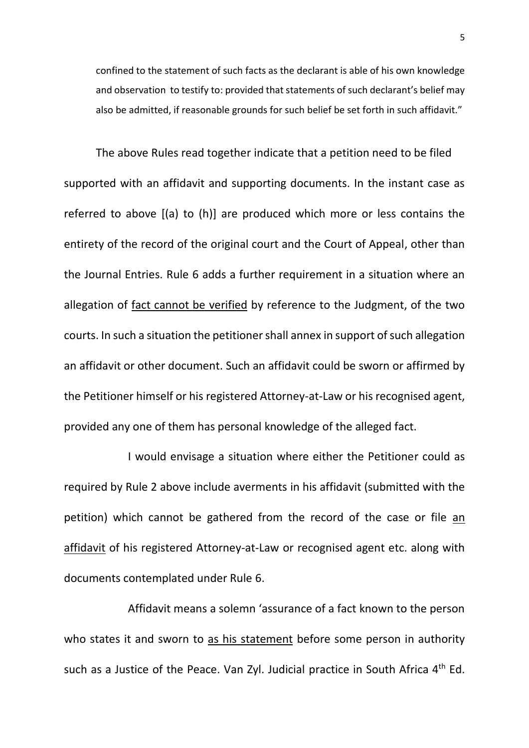> confined to the statement of such facts as the declarant is able of his own knowledge and observation to testify to: provided that statements of such declarant's belief may also be admitted, if reasonable grounds for such belief be set forth in such affidavit."

The above Rules read together indicate that a petition need to be filed supported with an affidavit and supporting documents. In the instant case as referred to above [(a) to (h)] are produced which more or less contains the entirety of the record of the original court and the Court of Appeal, other than the Journal Entries. Rule 6 adds a further requirement in a situation where an allegation of <u>fact cannot be verified</u> by reference to the Judgment, of the two courts. In such a situation the petitioner shall annex in support of such allegation an affidavit or other document. Such an affidavit could be sworn or affirmed by the Petitioner himself or his registered Attorney-at-Law or his recognised agent, provided any one of them has personal knowledge of the alleged fact.

I would envisage a situation where either the Petitioner could as required by Rule 2 above include averments in his affidavit (submitted with the petition) which cannot be gathered from the record of the case or file <u>an affidavit</u> of his registered Attorney-at-Law or recognised agent etc. along with documents contemplated under Rule 6.

Affidavit means a solemn 'assurance of a fact known to the person who states it and sworn to <u>as his statement</u> before some person in authority such as a Justice of the Peace. Van Zyl. Judicial practice in South Africa 4th Ed.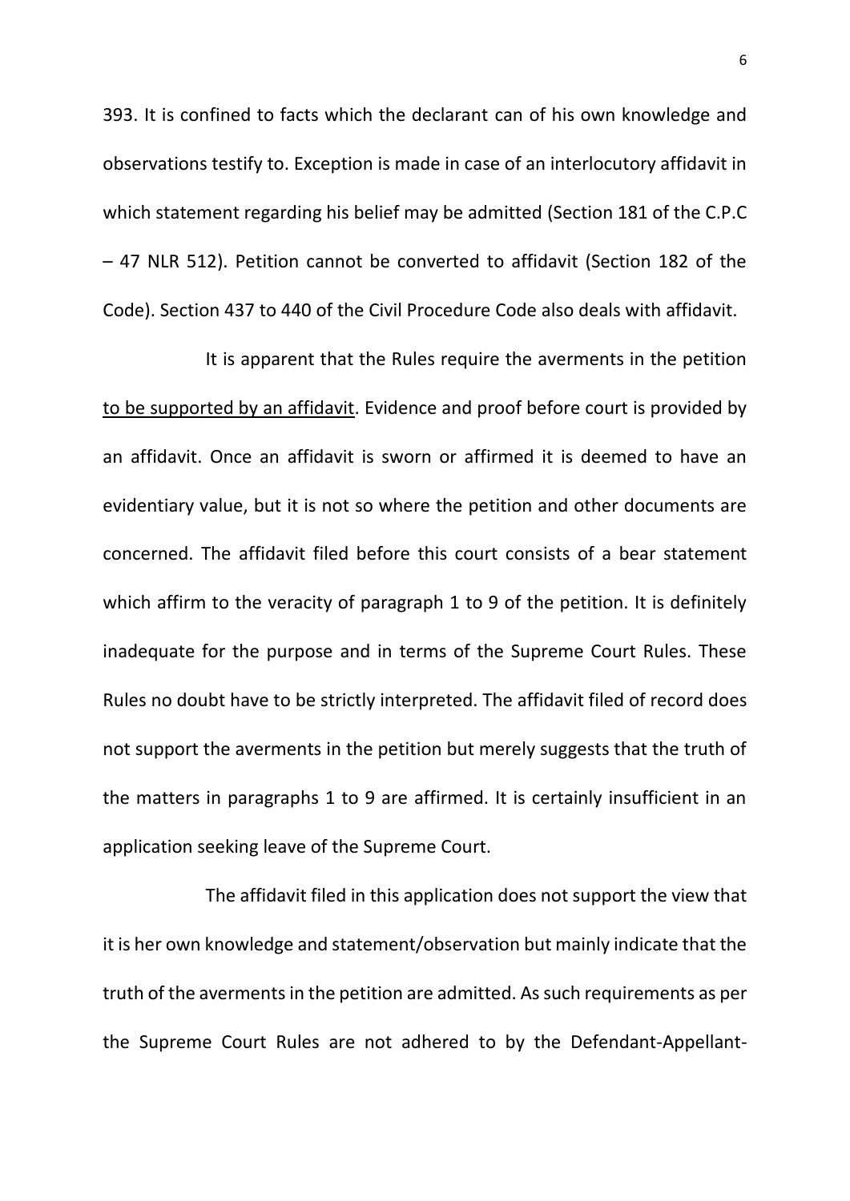393. It is confined to facts which the declarant can of his own knowledge and observations testify to. Exception is made in case of an interlocutory affidavit in which statement regarding his belief may be admitted (Section 181 of the C.P.C – 47 NLR 512). Petition cannot be converted to affidavit (Section 182 of the Code). Section 437 to 440 of the Civil Procedure Code also deals with affidavit.

It is apparent that the Rules require the averments in the petition <u>to be supported by an affidavit</u>. Evidence and proof before court is provided by an affidavit. Once an affidavit is sworn or affirmed it is deemed to have an evidentiary value, but it is not so where the petition and other documents are concerned. The affidavit filed before this court consists of a bear statement which affirm to the veracity of paragraph 1 to 9 of the petition. It is definitely inadequate for the purpose and in terms of the Supreme Court Rules. These Rules no doubt have to be strictly interpreted. The affidavit filed of record does not support the averments in the petition but merely suggests that the truth of the matters in paragraphs 1 to 9 are affirmed. It is certainly insufficient in an application seeking leave of the Supreme Court.

The affidavit filed in this application does not support the view that it is her own knowledge and statement/observation but mainly indicate that the truth of the averments in the petition are admitted. As such requirements as per the Supreme Court Rules are not adhered to by the Defendant-Appellant-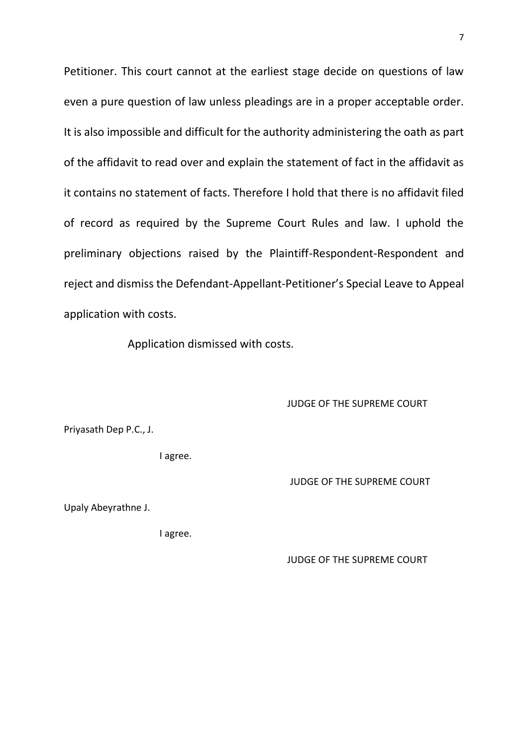Petitioner. This court cannot at the earliest stage decide on questions of law even a pure question of law unless pleadings are in a proper acceptable order. It is also impossible and difficult for the authority administering the oath as part of the affidavit to read over and explain the statement of fact in the affidavit as it contains no statement of facts. Therefore I hold that there is no affidavit filed of record as required by the Supreme Court Rules and law. I uphold the preliminary objections raised by the Plaintiff-Respondent-Respondent and reject and dismiss the Defendant-Appellant-Petitioner's Special Leave to Appeal application with costs.

Application dismissed with costs.

JUDGE OF THE SUPREME COURT

Priyasath Dep P.C., J.

I agree.

JUDGE OF THE SUPREME COURT

Upaly Abeyrathne J.

I agree.

JUDGE OF THE SUPREME COURT